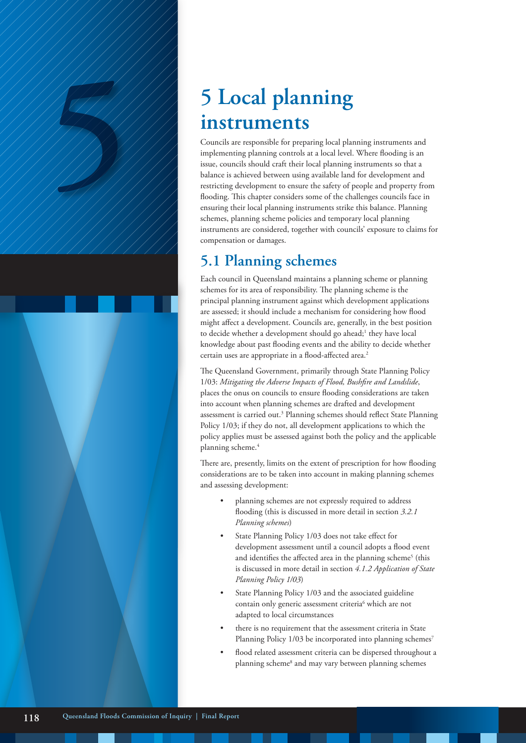# 5 Local planning instruments

Councils are responsible for preparing local planning instruments and implementing planning controls at a local level. Where flooding is an issue, councils should craft their local planning instruments so that a balance is achieved between using available land for development and restricting development to ensure the safety of people and property from flooding. This chapter considers some of the challenges councils face in ensuring their local planning instruments strike this balance. Planning schemes, planning scheme policies and temporary local planning instruments are considered, together with councils' exposure to claims for compensation or damages.

## 5.1 Planning schemes

Each council in Queensland maintains a planning scheme or planning schemes for its area of responsibility. The planning scheme is the principal planning instrument against which development applications are assessed; it should include a mechanism for considering how flood might affect a development. Councils are, generally, in the best position to decide whether a development should go ahead;[1] they have local knowledge about past flooding events and the ability to decide whether certain uses are appropriate in a flood-affected area.[2]

The Queensland Government, primarily through State Planning Policy 1/03: *Mitigating the Adverse Impacts of Flood, Bushfire and Landslide*, places the onus on councils to ensure flooding considerations are taken into account when planning schemes are drafted and development assessment is carried out.[3] Planning schemes should reflect State Planning Policy 1/03; if they do not, all development applications to which the policy applies must be assessed against both the policy and the applicable planning scheme.[4]

There are, presently, limits on the extent of prescription for how flooding considerations are to be taken into account in making planning schemes and assessing development:

- planning schemes are not expressly required to address flooding (this is discussed in more detail in section *3.2.1 Planning schemes*)
- State Planning Policy 1/03 does not take effect for development assessment until a council adopts a flood event and identifies the affected area in the planning scheme[5] (this is discussed in more detail in section *4.1.2 Application of State Planning Policy 1/03*)
- State Planning Policy 1/03 and the associated guideline contain only generic assessment criteria[6] which are not adapted to local circumstances
- there is no requirement that the assessment criteria in State Planning Policy 1/03 be incorporated into planning schemes[7]
- flood related assessment criteria can be dispersed throughout a planning scheme[8] and may vary between planning schemes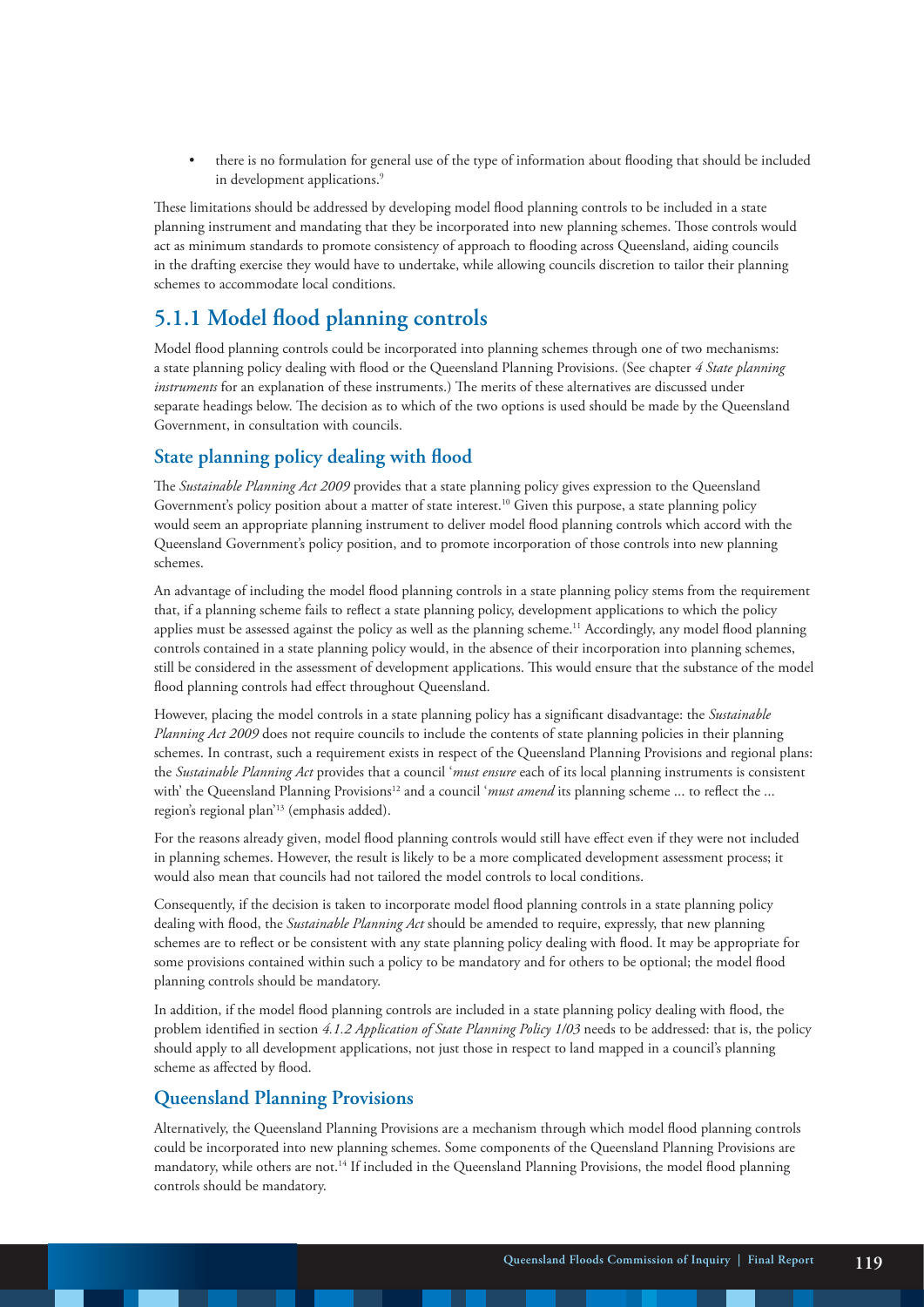- there is no formulation for general use of the type of information about flooding that should be included in development applications.[9]

These limitations should be addressed by developing model flood planning controls to be included in a state planning instrument and mandating that they be incorporated into new planning schemes. Those controls would act as minimum standards to promote consistency of approach to flooding across Queensland, aiding councils in the drafting exercise they would have to undertake, while allowing councils discretion to tailor their planning schemes to accommodate local conditions.

## 5.1.1 Model flood planning controls

Model flood planning controls could be incorporated into planning schemes through one of two mechanisms: a state planning policy dealing with flood or the Queensland Planning Provisions. (See chapter *4 State planning instruments* for an explanation of these instruments.) The merits of these alternatives are discussed under separate headings below. The decision as to which of the two options is used should be made by the Queensland Government, in consultation with councils.

### State planning policy dealing with flood

The *Sustainable Planning Act 2009* provides that a state planning policy gives expression to the Queensland Government's policy position about a matter of state interest.[10] Given this purpose, a state planning policy would seem an appropriate planning instrument to deliver model flood planning controls which accord with the Queensland Government's policy position, and to promote incorporation of those controls into new planning schemes.

An advantage of including the model flood planning controls in a state planning policy stems from the requirement that, if a planning scheme fails to reflect a state planning policy, development applications to which the policy applies must be assessed against the policy as well as the planning scheme.[11] Accordingly, any model flood planning controls contained in a state planning policy would, in the absence of their incorporation into planning schemes, still be considered in the assessment of development applications. This would ensure that the substance of the model flood planning controls had effect throughout Queensland.

However, placing the model controls in a state planning policy has a significant disadvantage: the *Sustainable Planning Act 2009* does not require councils to include the contents of state planning policies in their planning schemes. In contrast, such a requirement exists in respect of the Queensland Planning Provisions and regional plans: the *Sustainable Planning Act* provides that a council '*must ensure* each of its local planning instruments is consistent with' the Queensland Planning Provisions[12] and a council '*must amend* its planning scheme ... to reflect the ... region's regional plan'[13] (emphasis added).

For the reasons already given, model flood planning controls would still have effect even if they were not included in planning schemes. However, the result is likely to be a more complicated development assessment process; it would also mean that councils had not tailored the model controls to local conditions.

Consequently, if the decision is taken to incorporate model flood planning controls in a state planning policy dealing with flood, the *Sustainable Planning Act* should be amended to require, expressly, that new planning schemes are to reflect or be consistent with any state planning policy dealing with flood. It may be appropriate for some provisions contained within such a policy to be mandatory and for others to be optional; the model flood planning controls should be mandatory.

In addition, if the model flood planning controls are included in a state planning policy dealing with flood, the problem identified in section *4.1.2 Application of State Planning Policy 1/03* needs to be addressed: that is, the policy should apply to all development applications, not just those in respect to land mapped in a council's planning scheme as affected by flood.

### Queensland Planning Provisions

Alternatively, the Queensland Planning Provisions are a mechanism through which model flood planning controls could be incorporated into new planning schemes. Some components of the Queensland Planning Provisions are mandatory, while others are not.[14] If included in the Queensland Planning Provisions, the model flood planning controls should be mandatory.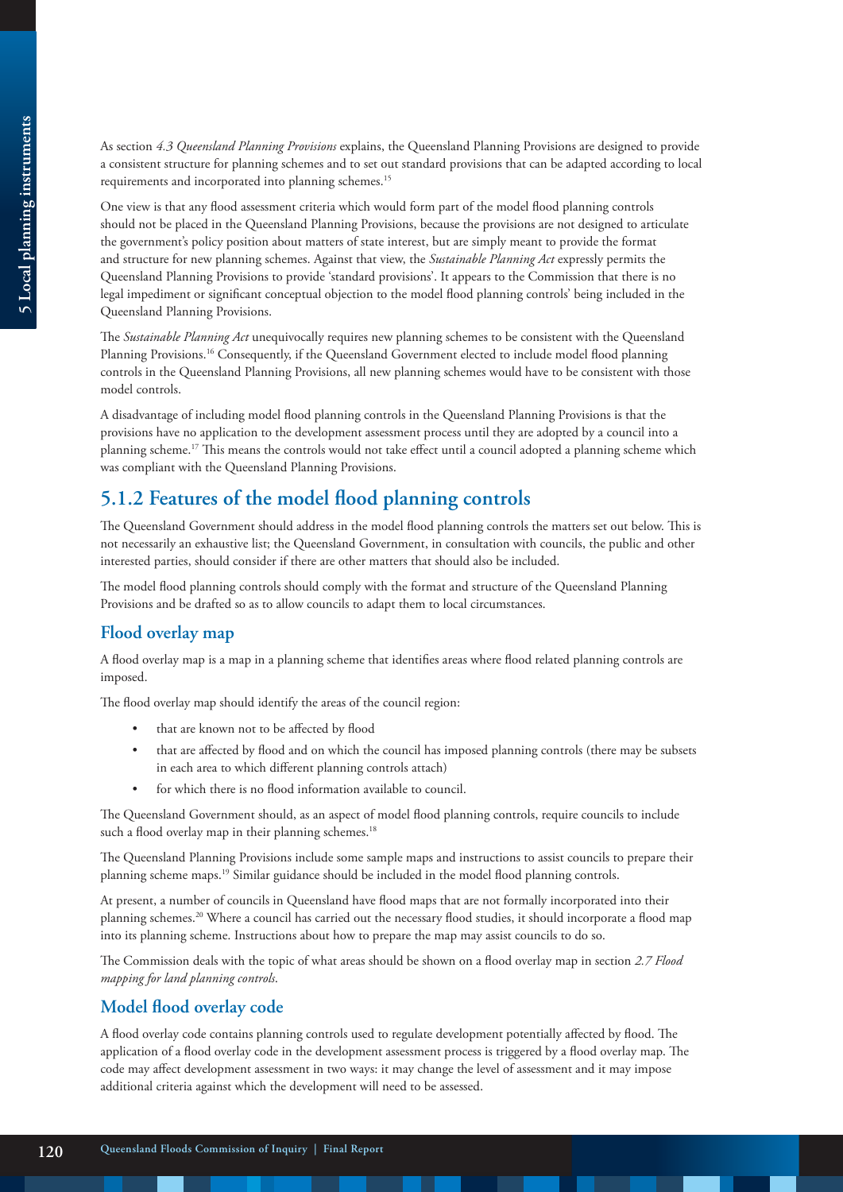As section *4.3 Queensland Planning Provisions* explains, the Queensland Planning Provisions are designed to provide a consistent structure for planning schemes and to set out standard provisions that can be adapted according to local requirements and incorporated into planning schemes.[15]

One view is that any flood assessment criteria which would form part of the model flood planning controls should not be placed in the Queensland Planning Provisions, because the provisions are not designed to articulate the government's policy position about matters of state interest, but are simply meant to provide the format and structure for new planning schemes. Against that view, the *Sustainable Planning Act* expressly permits the Queensland Planning Provisions to provide 'standard provisions'. It appears to the Commission that there is no legal impediment or significant conceptual objection to the model flood planning controls' being included in the Queensland Planning Provisions.

The *Sustainable Planning Act* unequivocally requires new planning schemes to be consistent with the Queensland Planning Provisions.[16] Consequently, if the Queensland Government elected to include model flood planning controls in the Queensland Planning Provisions, all new planning schemes would have to be consistent with those model controls.

A disadvantage of including model flood planning controls in the Queensland Planning Provisions is that the provisions have no application to the development assessment process until they are adopted by a council into a planning scheme.[17] This means the controls would not take effect until a council adopted a planning scheme which was compliant with the Queensland Planning Provisions.

## 5.1.2 Features of the model flood planning controls

The Queensland Government should address in the model flood planning controls the matters set out below. This is not necessarily an exhaustive list; the Queensland Government, in consultation with councils, the public and other interested parties, should consider if there are other matters that should also be included.

The model flood planning controls should comply with the format and structure of the Queensland Planning Provisions and be drafted so as to allow councils to adapt them to local circumstances.

### Flood overlay map

A flood overlay map is a map in a planning scheme that identifies areas where flood related planning controls are imposed.

The flood overlay map should identify the areas of the council region:

- that are known not to be affected by flood
- that are affected by flood and on which the council has imposed planning controls (there may be subsets in each area to which different planning controls attach)
- for which there is no flood information available to council.

The Queensland Government should, as an aspect of model flood planning controls, require councils to include such a flood overlay map in their planning schemes.[18]

The Queensland Planning Provisions include some sample maps and instructions to assist councils to prepare their planning scheme maps.[19] Similar guidance should be included in the model flood planning controls.

At present, a number of councils in Queensland have flood maps that are not formally incorporated into their planning schemes.[20] Where a council has carried out the necessary flood studies, it should incorporate a flood map into its planning scheme. Instructions about how to prepare the map may assist councils to do so.

The Commission deals with the topic of what areas should be shown on a flood overlay map in section *2.7 Flood mapping for land planning controls*.

### Model flood overlay code

A flood overlay code contains planning controls used to regulate development potentially affected by flood. The application of a flood overlay code in the development assessment process is triggered by a flood overlay map. The code may affect development assessment in two ways: it may change the level of assessment and it may impose additional criteria against which the development will need to be assessed.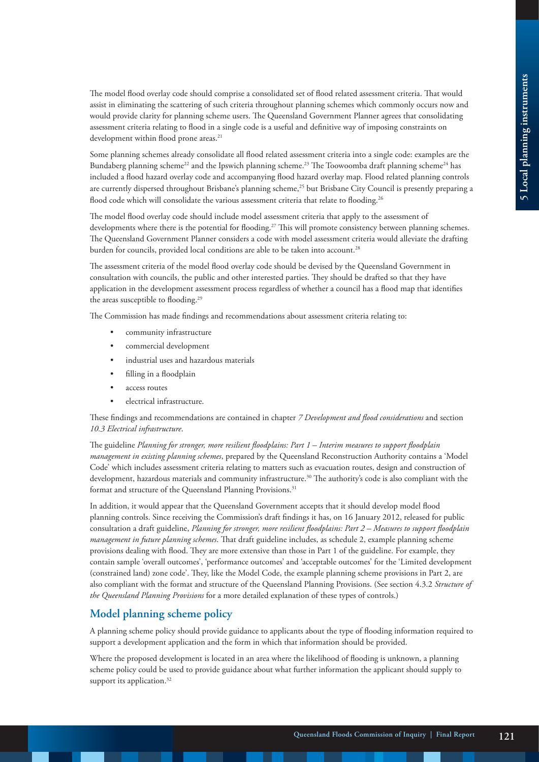The model flood overlay code should comprise a consolidated set of flood related assessment criteria. That would assist in eliminating the scattering of such criteria throughout planning schemes which commonly occurs now and would provide clarity for planning scheme users. The Queensland Government Planner agrees that consolidating assessment criteria relating to flood in a single code is a useful and definitive way of imposing constraints on development within flood prone areas.[21]

Some planning schemes already consolidate all flood related assessment criteria into a single code: examples are the Bundaberg planning scheme[22] and the Ipswich planning scheme.[23] The Toowoomba draft planning scheme[24] has included a flood hazard overlay code and accompanying flood hazard overlay map. Flood related planning controls are currently dispersed throughout Brisbane's planning scheme,[25] but Brisbane City Council is presently preparing a flood code which will consolidate the various assessment criteria that relate to flooding.[26]

The model flood overlay code should include model assessment criteria that apply to the assessment of developments where there is the potential for flooding.[27] This will promote consistency between planning schemes. The Queensland Government Planner considers a code with model assessment criteria would alleviate the drafting burden for councils, provided local conditions are able to be taken into account.[28]

The assessment criteria of the model flood overlay code should be devised by the Queensland Government in consultation with councils, the public and other interested parties. They should be drafted so that they have application in the development assessment process regardless of whether a council has a flood map that identifies the areas susceptible to flooding.[29]

The Commission has made findings and recommendations about assessment criteria relating to:

- community infrastructure
- commercial development
- industrial uses and hazardous materials
- filling in a floodplain
- access routes
- electrical infrastructure.

These findings and recommendations are contained in chapter *7 Development and flood considerations* and section *10.3 Electrical infrastructure*.

The guideline *Planning for stronger, more resilient floodplains: Part 1 – Interim measures to support floodplain management in existing planning schemes*, prepared by the Queensland Reconstruction Authority contains a 'Model Code' which includes assessment criteria relating to matters such as evacuation routes, design and construction of development, hazardous materials and community infrastructure.[30] The authority's code is also compliant with the format and structure of the Queensland Planning Provisions.[31]

In addition, it would appear that the Queensland Government accepts that it should develop model flood planning controls. Since receiving the Commission's draft findings it has, on 16 January 2012, released for public consultation a draft guideline, *Planning for stronger, more resilient floodplains: Part 2 – Measures to support floodplain management in future planning schemes*. That draft guideline includes, as schedule 2, example planning scheme provisions dealing with flood. They are more extensive than those in Part 1 of the guideline. For example, they contain sample 'overall outcomes', 'performance outcomes' and 'acceptable outcomes' for the 'Limited development (constrained land) zone code'. They, like the Model Code, the example planning scheme provisions in Part 2, are also compliant with the format and structure of the Queensland Planning Provisions. (See section 4.3.2 *Structure of the Queensland Planning Provisions* for a more detailed explanation of these types of controls.)

## Model planning scheme policy

A planning scheme policy should provide guidance to applicants about the type of flooding information required to support a development application and the form in which that information should be provided.

Where the proposed development is located in an area where the likelihood of flooding is unknown, a planning scheme policy could be used to provide guidance about what further information the applicant should supply to support its application.[32]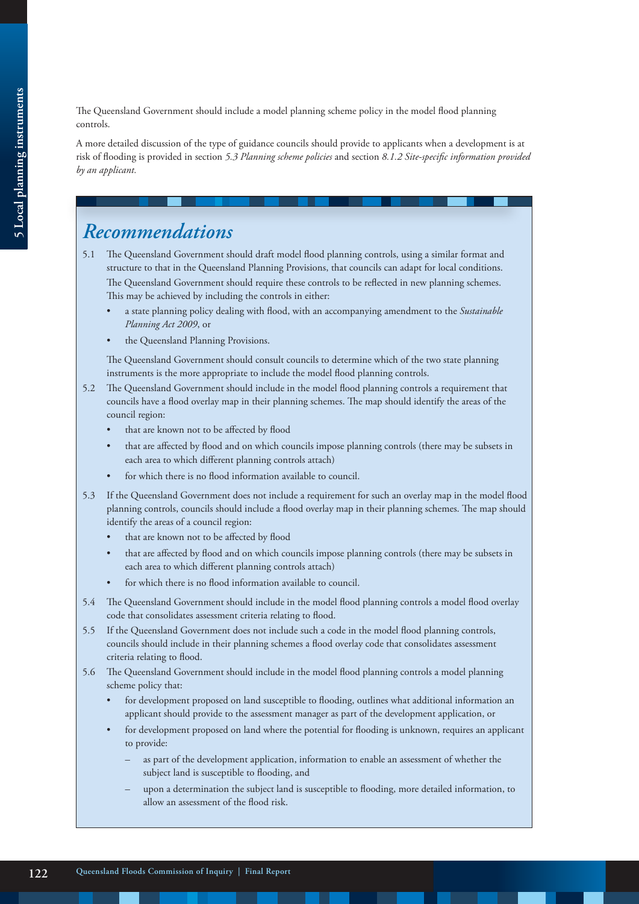The Queensland Government should include a model planning scheme policy in the model flood planning controls.

A more detailed discussion of the type of guidance councils should provide to applicants when a development is at risk of flooding is provided in section *5.3 Planning scheme policies* and section *8.1.2 Site-specific information provided by an applicant.*

## *Recommendations*

5.1 The Queensland Government should draft model flood planning controls, using a similar format and structure to that in the Queensland Planning Provisions, that councils can adapt for local conditions. The Queensland Government should require these controls to be reflected in new planning schemes. This may be achieved by including the controls in either:

- a state planning policy dealing with flood, with an accompanying amendment to the *Sustainable Planning Act 2009*, or
- the Queensland Planning Provisions.

The Queensland Government should consult councils to determine which of the two state planning instruments is the more appropriate to include the model flood planning controls.

5.2 The Queensland Government should include in the model flood planning controls a requirement that councils have a flood overlay map in their planning schemes. The map should identify the areas of the council region:

- that are known not to be affected by flood
- that are affected by flood and on which councils impose planning controls (there may be subsets in each area to which different planning controls attach)
- for which there is no flood information available to council.

5.3 If the Queensland Government does not include a requirement for such an overlay map in the model flood planning controls, councils should include a flood overlay map in their planning schemes. The map should identify the areas of a council region:

- that are known not to be affected by flood
- that are affected by flood and on which councils impose planning controls (there may be subsets in each area to which different planning controls attach)
- for which there is no flood information available to council.

5.4 The Queensland Government should include in the model flood planning controls a model flood overlay code that consolidates assessment criteria relating to flood.

5.5 If the Queensland Government does not include such a code in the model flood planning controls, councils should include in their planning schemes a flood overlay code that consolidates assessment criteria relating to flood.

5.6 The Queensland Government should include in the model flood planning controls a model planning scheme policy that:

- for development proposed on land susceptible to flooding, outlines what additional information an applicant should provide to the assessment manager as part of the development application, or
- for development proposed on land where the potential for flooding is unknown, requires an applicant to provide:
  - as part of the development application, information to enable an assessment of whether the subject land is susceptible to flooding, and
  - upon a determination the subject land is susceptible to flooding, more detailed information, to allow an assessment of the flood risk.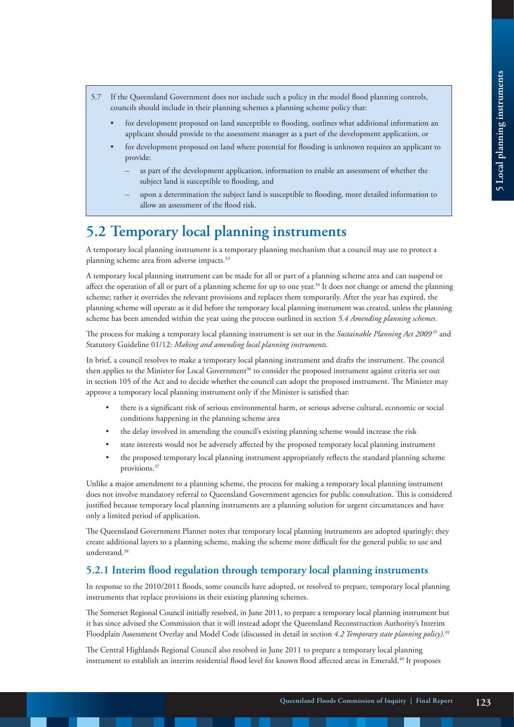5.7 If the Queensland Government does not include such a policy in the model flood planning controls, councils should include in their planning schemes a planning scheme policy that:

- for development proposed on land susceptible to flooding, outlines what additional information an applicant should provide to the assessment manager as a part of the development application, or
- for development proposed on land where potential for flooding is unknown requires an applicant to provide:
  - as part of the development application, information to enable an assessment of whether the subject land is susceptible to flooding, and
  - upon a determination the subject land is susceptible to flooding, more detailed information to allow an assessment of the flood risk.

## 5.2 Temporary local planning instruments

A temporary local planning instrument is a temporary planning mechanism that a council may use to protect a planning scheme area from adverse impacts.[33]

A temporary local planning instrument can be made for all or part of a planning scheme area and can suspend or affect the operation of all or part of a planning scheme for up to one year.[34] It does not change or amend the planning scheme; rather it overrides the relevant provisions and replaces them temporarily. After the year has expired, the planning scheme will operate as it did before the temporary local planning instrument was created, unless the planning scheme has been amended within the year using the process outlined in section *5.4 Amending planning schemes*.

The process for making a temporary local planning instrument is set out in the *Sustainable Planning Act 2009*[35] and Statutory Guideline 01/12: *Making and amending local planning instruments.*

In brief, a council resolves to make a temporary local planning instrument and drafts the instrument. The council then applies to the Minister for Local Government[36] to consider the proposed instrument against criteria set out in section 105 of the Act and to decide whether the council can adopt the proposed instrument. The Minister may approve a temporary local planning instrument only if the Minister is satisfied that:

- there is a significant risk of serious environmental harm, or serious adverse cultural, economic or social conditions happening in the planning scheme area
- the delay involved in amending the council's existing planning scheme would increase the risk
- state interests would not be adversely affected by the proposed temporary local planning instrument
- the proposed temporary local planning instrument appropriately reflects the standard planning scheme provisions.[37]

Unlike a major amendment to a planning scheme, the process for making a temporary local planning instrument does not involve mandatory referral to Queensland Government agencies for public consultation. This is considered justified because temporary local planning instruments are a planning solution for urgent circumstances and have only a limited period of application.

The Queensland Government Planner notes that temporary local planning instruments are adopted sparingly; they create additional layers to a planning scheme, making the scheme more difficult for the general public to use and understand.[38]

### 5.2.1 Interim flood regulation through temporary local planning instruments

In response to the 2010/2011 floods, some councils have adopted, or resolved to prepare, temporary local planning instruments that replace provisions in their existing planning schemes.

The Somerset Regional Council initially resolved, in June 2011, to prepare a temporary local planning instrument but it has since advised the Commission that it will instead adopt the Queensland Reconstruction Authority's Interim Floodplain Assessment Overlay and Model Code (discussed in detail in section *4.2 Temporary state planning policy).*[39]

The Central Highlands Regional Council also resolved in June 2011 to prepare a temporary local planning instrument to establish an interim residential flood level for known flood affected areas in Emerald.[40] It proposes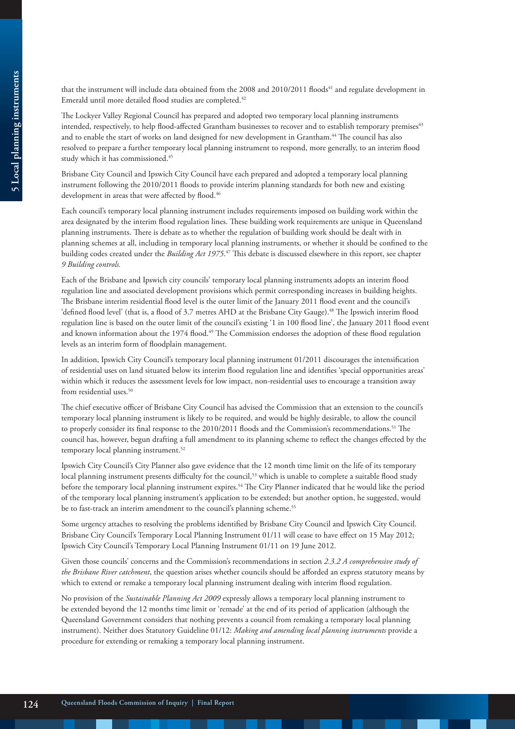that the instrument will include data obtained from the 2008 and 2010/2011 floods[41] and regulate development in Emerald until more detailed flood studies are completed.[42]

The Lockyer Valley Regional Council has prepared and adopted two temporary local planning instruments intended, respectively, to help flood-affected Grantham businesses to recover and to establish temporary premises[43] and to enable the start of works on land designed for new development in Grantham.[44] The council has also resolved to prepare a further temporary local planning instrument to respond, more generally, to an interim flood study which it has commissioned.[45]

Brisbane City Council and Ipswich City Council have each prepared and adopted a temporary local planning instrument following the 2010/2011 floods to provide interim planning standards for both new and existing development in areas that were affected by flood.[46]

Each council's temporary local planning instrument includes requirements imposed on building work within the area designated by the interim flood regulation lines. These building work requirements are unique in Queensland planning instruments. There is debate as to whether the regulation of building work should be dealt with in planning schemes at all, including in temporary local planning instruments, or whether it should be confined to the building codes created under the *Building Act 1975*.[47] This debate is discussed elsewhere in this report, see chapter *9 Building controls.*

Each of the Brisbane and Ipswich city councils' temporary local planning instruments adopts an interim flood regulation line and associated development provisions which permit corresponding increases in building heights. The Brisbane interim residential flood level is the outer limit of the January 2011 flood event and the council's 'defined flood level' (that is, a flood of 3.7 metres AHD at the Brisbane City Gauge).[48] The Ipswich interim flood regulation line is based on the outer limit of the council's existing '1 in 100 flood line', the January 2011 flood event and known information about the 1974 flood.[49] The Commission endorses the adoption of these flood regulation levels as an interim form of floodplain management.

In addition, Ipswich City Council's temporary local planning instrument 01/2011 discourages the intensification of residential uses on land situated below its interim flood regulation line and identifies 'special opportunities areas' within which it reduces the assessment levels for low impact, non-residential uses to encourage a transition away from residential uses.[50]

The chief executive officer of Brisbane City Council has advised the Commission that an extension to the council's temporary local planning instrument is likely to be required, and would be highly desirable, to allow the council to properly consider its final response to the 2010/2011 floods and the Commission's recommendations.[51] The council has, however, begun drafting a full amendment to its planning scheme to reflect the changes effected by the temporary local planning instrument.[52]

Ipswich City Council's City Planner also gave evidence that the 12 month time limit on the life of its temporary local planning instrument presents difficulty for the council,[53] which is unable to complete a suitable flood study before the temporary local planning instrument expires.[54] The City Planner indicated that he would like the period of the temporary local planning instrument's application to be extended; but another option, he suggested, would be to fast-track an interim amendment to the council's planning scheme.[55]

Some urgency attaches to resolving the problems identified by Brisbane City Council and Ipswich City Council. Brisbane City Council's Temporary Local Planning Instrument 01/11 will cease to have effect on 15 May 2012; Ipswich City Council's Temporary Local Planning Instrument 01/11 on 19 June 2012.

Given those councils' concerns and the Commission's recommendations in section *2.3.2 A comprehensive study of the Brisbane River catchment*, the question arises whether councils should be afforded an express statutory means by which to extend or remake a temporary local planning instrument dealing with interim flood regulation.

No provision of the *Sustainable Planning Act 2009* expressly allows a temporary local planning instrument to be extended beyond the 12 months time limit or 'remade' at the end of its period of application (although the Queensland Government considers that nothing prevents a council from remaking a temporary local planning instrument). Neither does Statutory Guideline 01/12: *Making and amending local planning instruments* provide a procedure for extending or remaking a temporary local planning instrument.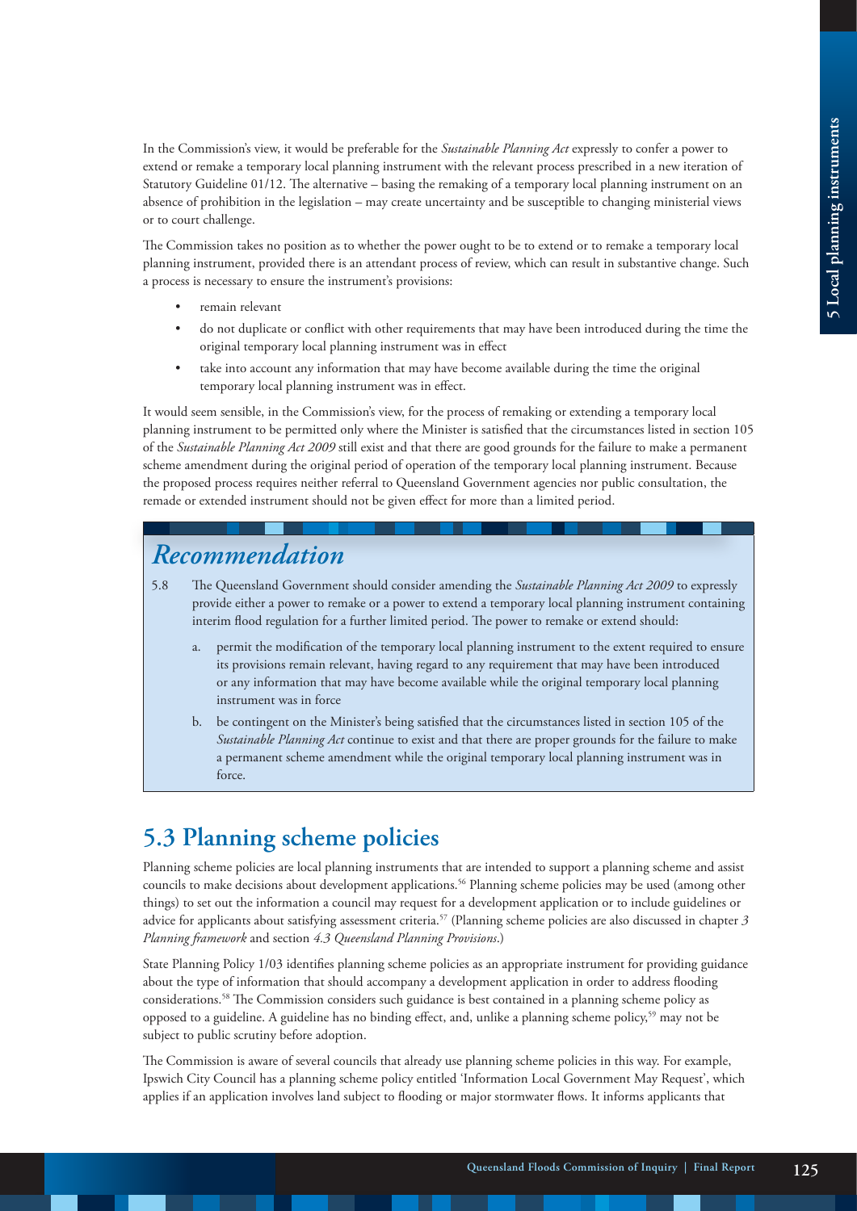In the Commission's view, it would be preferable for the *Sustainable Planning Act* expressly to confer a power to extend or remake a temporary local planning instrument with the relevant process prescribed in a new iteration of Statutory Guideline 01/12. The alternative – basing the remaking of a temporary local planning instrument on an absence of prohibition in the legislation – may create uncertainty and be susceptible to changing ministerial views or to court challenge.

The Commission takes no position as to whether the power ought to be to extend or to remake a temporary local planning instrument, provided there is an attendant process of review, which can result in substantive change. Such a process is necessary to ensure the instrument's provisions:

- remain relevant
- do not duplicate or conflict with other requirements that may have been introduced during the time the original temporary local planning instrument was in effect
- take into account any information that may have become available during the time the original temporary local planning instrument was in effect.

It would seem sensible, in the Commission's view, for the process of remaking or extending a temporary local planning instrument to be permitted only where the Minister is satisfied that the circumstances listed in section 105 of the *Sustainable Planning Act 2009* still exist and that there are good grounds for the failure to make a permanent scheme amendment during the original period of operation of the temporary local planning instrument. Because the proposed process requires neither referral to Queensland Government agencies nor public consultation, the remade or extended instrument should not be given effect for more than a limited period.

## *Recommendation*

5.8 The Queensland Government should consider amending the *Sustainable Planning Act 2009* to expressly provide either a power to remake or a power to extend a temporary local planning instrument containing interim flood regulation for a further limited period. The power to remake or extend should:

a. permit the modification of the temporary local planning instrument to the extent required to ensure its provisions remain relevant, having regard to any requirement that may have been introduced or any information that may have become available while the original temporary local planning instrument was in force

b. be contingent on the Minister's being satisfied that the circumstances listed in section 105 of the *Sustainable Planning Act* continue to exist and that there are proper grounds for the failure to make a permanent scheme amendment while the original temporary local planning instrument was in force.

## 5.3 Planning scheme policies

Planning scheme policies are local planning instruments that are intended to support a planning scheme and assist councils to make decisions about development applications.[56] Planning scheme policies may be used (among other things) to set out the information a council may request for a development application or to include guidelines or advice for applicants about satisfying assessment criteria.[57] (Planning scheme policies are also discussed in chapter *3 Planning framework* and section *4.3 Queensland Planning Provisions*.)

State Planning Policy 1/03 identifies planning scheme policies as an appropriate instrument for providing guidance about the type of information that should accompany a development application in order to address flooding considerations.[58] The Commission considers such guidance is best contained in a planning scheme policy as opposed to a guideline. A guideline has no binding effect, and, unlike a planning scheme policy,[59] may not be subject to public scrutiny before adoption.

The Commission is aware of several councils that already use planning scheme policies in this way. For example, Ipswich City Council has a planning scheme policy entitled 'Information Local Government May Request', which applies if an application involves land subject to flooding or major stormwater flows. It informs applicants that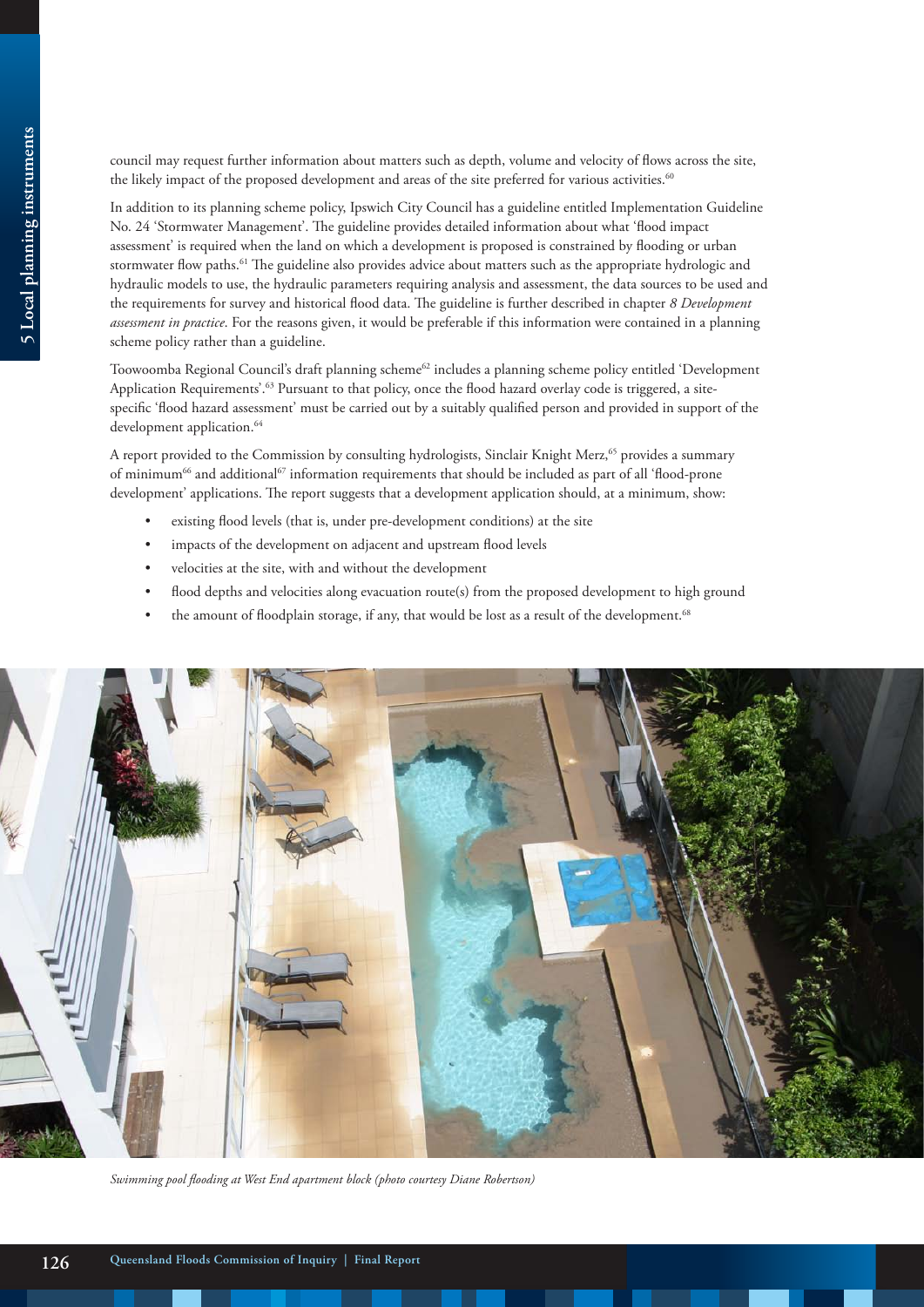council may request further information about matters such as depth, volume and velocity of flows across the site, the likely impact of the proposed development and areas of the site preferred for various activities.[60]

In addition to its planning scheme policy, Ipswich City Council has a guideline entitled Implementation Guideline No. 24 'Stormwater Management'. The guideline provides detailed information about what 'flood impact assessment' is required when the land on which a development is proposed is constrained by flooding or urban stormwater flow paths.[61] The guideline also provides advice about matters such as the appropriate hydrologic and hydraulic models to use, the hydraulic parameters requiring analysis and assessment, the data sources to be used and the requirements for survey and historical flood data. The guideline is further described in chapter *8 Development assessment in practice*. For the reasons given, it would be preferable if this information were contained in a planning scheme policy rather than a guideline.

Toowoomba Regional Council's draft planning scheme[62] includes a planning scheme policy entitled 'Development Application Requirements'.[63] Pursuant to that policy, once the flood hazard overlay code is triggered, a site-specific 'flood hazard assessment' must be carried out by a suitably qualified person and provided in support of the development application.[64]

A report provided to the Commission by consulting hydrologists, Sinclair Knight Merz,[65] provides a summary of minimum[66] and additional[67] information requirements that should be included as part of all 'flood-prone development' applications. The report suggests that a development application should, at a minimum, show:

- existing flood levels (that is, under pre-development conditions) at the site
- impacts of the development on adjacent and upstream flood levels
- velocities at the site, with and without the development
- flood depths and velocities along evacuation route(s) from the proposed development to high ground
- the amount of floodplain storage, if any, that would be lost as a result of the development.[68]

*Swimming pool flooding at West End apartment block (photo courtesy Diane Robertson)*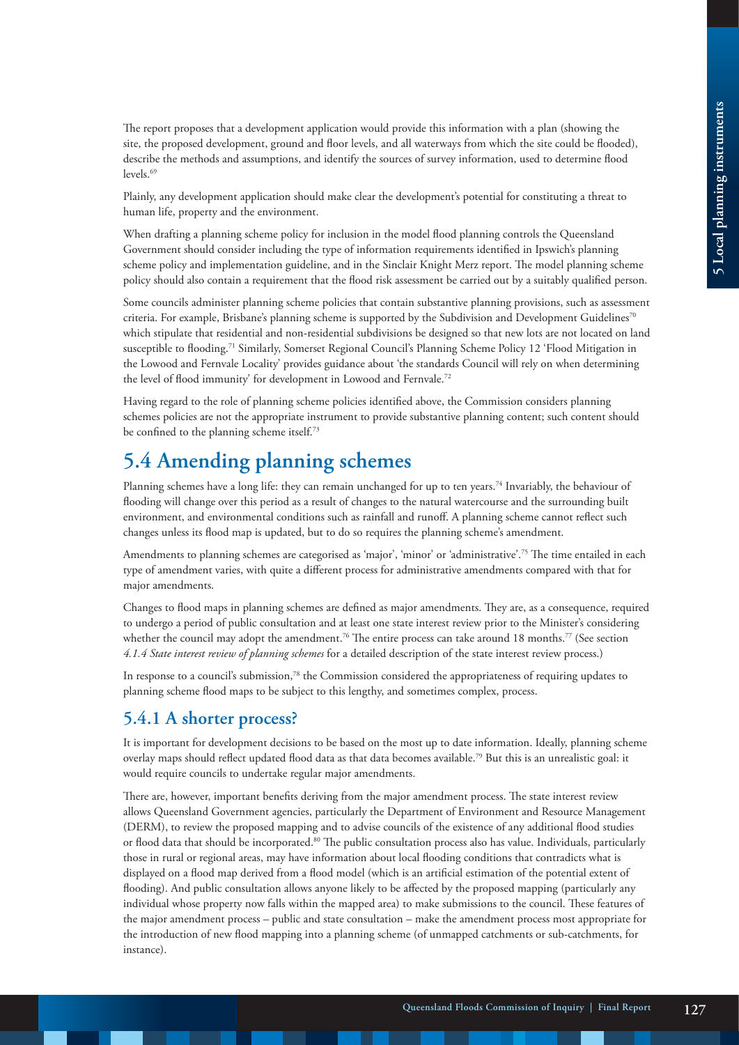The report proposes that a development application would provide this information with a plan (showing the site, the proposed development, ground and floor levels, and all waterways from which the site could be flooded), describe the methods and assumptions, and identify the sources of survey information, used to determine flood levels.[69]

Plainly, any development application should make clear the development's potential for constituting a threat to human life, property and the environment.

When drafting a planning scheme policy for inclusion in the model flood planning controls the Queensland Government should consider including the type of information requirements identified in Ipswich's planning scheme policy and implementation guideline, and in the Sinclair Knight Merz report. The model planning scheme policy should also contain a requirement that the flood risk assessment be carried out by a suitably qualified person.

Some councils administer planning scheme policies that contain substantive planning provisions, such as assessment criteria. For example, Brisbane's planning scheme is supported by the Subdivision and Development Guidelines[70] which stipulate that residential and non-residential subdivisions be designed so that new lots are not located on land susceptible to flooding.[71] Similarly, Somerset Regional Council's Planning Scheme Policy 12 'Flood Mitigation in the Lowood and Fernvale Locality' provides guidance about 'the standards Council will rely on when determining the level of flood immunity' for development in Lowood and Fernvale.[72]

Having regard to the role of planning scheme policies identified above, the Commission considers planning schemes policies are not the appropriate instrument to provide substantive planning content; such content should be confined to the planning scheme itself.[73]

## 5.4 Amending planning schemes

Planning schemes have a long life: they can remain unchanged for up to ten years.[74] Invariably, the behaviour of flooding will change over this period as a result of changes to the natural watercourse and the surrounding built environment, and environmental conditions such as rainfall and runoff. A planning scheme cannot reflect such changes unless its flood map is updated, but to do so requires the planning scheme's amendment.

Amendments to planning schemes are categorised as 'major', 'minor' or 'administrative'.[75] The time entailed in each type of amendment varies, with quite a different process for administrative amendments compared with that for major amendments.

Changes to flood maps in planning schemes are defined as major amendments. They are, as a consequence, required to undergo a period of public consultation and at least one state interest review prior to the Minister's considering whether the council may adopt the amendment.[76] The entire process can take around 18 months.[77] (See section *4.1.4 State interest review of planning schemes* for a detailed description of the state interest review process.)

In response to a council's submission,[78] the Commission considered the appropriateness of requiring updates to planning scheme flood maps to be subject to this lengthy, and sometimes complex, process.

### 5.4.1 A shorter process?

It is important for development decisions to be based on the most up to date information. Ideally, planning scheme overlay maps should reflect updated flood data as that data becomes available.[79] But this is an unrealistic goal: it would require councils to undertake regular major amendments.

There are, however, important benefits deriving from the major amendment process. The state interest review allows Queensland Government agencies, particularly the Department of Environment and Resource Management (DERM), to review the proposed mapping and to advise councils of the existence of any additional flood studies or flood data that should be incorporated.[80] The public consultation process also has value. Individuals, particularly those in rural or regional areas, may have information about local flooding conditions that contradicts what is displayed on a flood map derived from a flood model (which is an artificial estimation of the potential extent of flooding). And public consultation allows anyone likely to be affected by the proposed mapping (particularly any individual whose property now falls within the mapped area) to make submissions to the council. These features of the major amendment process – public and state consultation – make the amendment process most appropriate for the introduction of new flood mapping into a planning scheme (of unmapped catchments or sub-catchments, for instance).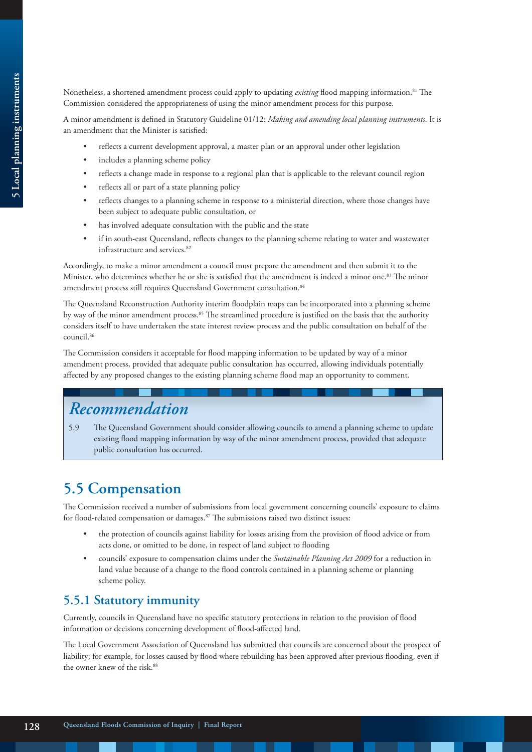Nonetheless, a shortened amendment process could apply to updating *existing* flood mapping information.[81] The Commission considered the appropriateness of using the minor amendment process for this purpose.

A minor amendment is defined in Statutory Guideline 01/12: *Making and amending local planning instruments*. It is an amendment that the Minister is satisfied:

- reflects a current development approval, a master plan or an approval under other legislation
- includes a planning scheme policy
- reflects a change made in response to a regional plan that is applicable to the relevant council region
- reflects all or part of a state planning policy
- reflects changes to a planning scheme in response to a ministerial direction, where those changes have been subject to adequate public consultation, or
- has involved adequate consultation with the public and the state
- if in south-east Queensland, reflects changes to the planning scheme relating to water and wastewater infrastructure and services.[82]

Accordingly, to make a minor amendment a council must prepare the amendment and then submit it to the Minister, who determines whether he or she is satisfied that the amendment is indeed a minor one.[83] The minor amendment process still requires Queensland Government consultation.[84]

The Queensland Reconstruction Authority interim floodplain maps can be incorporated into a planning scheme by way of the minor amendment process.[85] The streamlined procedure is justified on the basis that the authority considers itself to have undertaken the state interest review process and the public consultation on behalf of the council.[86]

The Commission considers it acceptable for flood mapping information to be updated by way of a minor amendment process, provided that adequate public consultation has occurred, allowing individuals potentially affected by any proposed changes to the existing planning scheme flood map an opportunity to comment.

> ## *Recommendation*
>
> 5.9 The Queensland Government should consider allowing councils to amend a planning scheme to update existing flood mapping information by way of the minor amendment process, provided that adequate public consultation has occurred.

## 5.5 Compensation

The Commission received a number of submissions from local government concerning councils' exposure to claims for flood-related compensation or damages.[87] The submissions raised two distinct issues:

- the protection of councils against liability for losses arising from the provision of flood advice or from acts done, or omitted to be done, in respect of land subject to flooding
- councils' exposure to compensation claims under the *Sustainable Planning Act 2009* for a reduction in land value because of a change to the flood controls contained in a planning scheme or planning scheme policy.

### 5.5.1 Statutory immunity

Currently, councils in Queensland have no specific statutory protections in relation to the provision of flood information or decisions concerning development of flood-affected land.

The Local Government Association of Queensland has submitted that councils are concerned about the prospect of liability; for example, for losses caused by flood where rebuilding has been approved after previous flooding, even if the owner knew of the risk.[88]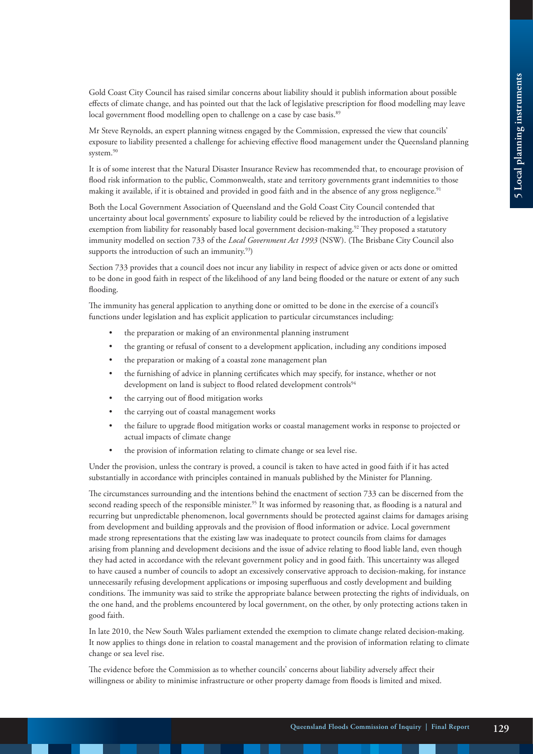Gold Coast City Council has raised similar concerns about liability should it publish information about possible effects of climate change, and has pointed out that the lack of legislative prescription for flood modelling may leave local government flood modelling open to challenge on a case by case basis.[89]

Mr Steve Reynolds, an expert planning witness engaged by the Commission, expressed the view that councils' exposure to liability presented a challenge for achieving effective flood management under the Queensland planning system.[90]

It is of some interest that the Natural Disaster Insurance Review has recommended that, to encourage provision of flood risk information to the public, Commonwealth, state and territory governments grant indemnities to those making it available, if it is obtained and provided in good faith and in the absence of any gross negligence.[91]

Both the Local Government Association of Queensland and the Gold Coast City Council contended that uncertainty about local governments' exposure to liability could be relieved by the introduction of a legislative exemption from liability for reasonably based local government decision-making.[92] They proposed a statutory immunity modelled on section 733 of the *Local Government Act 1993* (NSW). (The Brisbane City Council also supports the introduction of such an immunity.[93])

Section 733 provides that a council does not incur any liability in respect of advice given or acts done or omitted to be done in good faith in respect of the likelihood of any land being flooded or the nature or extent of any such flooding.

The immunity has general application to anything done or omitted to be done in the exercise of a council's functions under legislation and has explicit application to particular circumstances including:

- the preparation or making of an environmental planning instrument
- the granting or refusal of consent to a development application, including any conditions imposed
- the preparation or making of a coastal zone management plan
- the furnishing of advice in planning certificates which may specify, for instance, whether or not development on land is subject to flood related development controls[94]
- the carrying out of flood mitigation works
- the carrying out of coastal management works
- the failure to upgrade flood mitigation works or coastal management works in response to projected or actual impacts of climate change
- the provision of information relating to climate change or sea level rise.

Under the provision, unless the contrary is proved, a council is taken to have acted in good faith if it has acted substantially in accordance with principles contained in manuals published by the Minister for Planning.

The circumstances surrounding and the intentions behind the enactment of section 733 can be discerned from the second reading speech of the responsible minister.[95] It was informed by reasoning that, as flooding is a natural and recurring but unpredictable phenomenon, local governments should be protected against claims for damages arising from development and building approvals and the provision of flood information or advice. Local government made strong representations that the existing law was inadequate to protect councils from claims for damages arising from planning and development decisions and the issue of advice relating to flood liable land, even though they had acted in accordance with the relevant government policy and in good faith. This uncertainty was alleged to have caused a number of councils to adopt an excessively conservative approach to decision-making, for instance unnecessarily refusing development applications or imposing superfluous and costly development and building conditions. The immunity was said to strike the appropriate balance between protecting the rights of individuals, on the one hand, and the problems encountered by local government, on the other, by only protecting actions taken in good faith.

In late 2010, the New South Wales parliament extended the exemption to climate change related decision-making. It now applies to things done in relation to coastal management and the provision of information relating to climate change or sea level rise.

The evidence before the Commission as to whether councils' concerns about liability adversely affect their willingness or ability to minimise infrastructure or other property damage from floods is limited and mixed.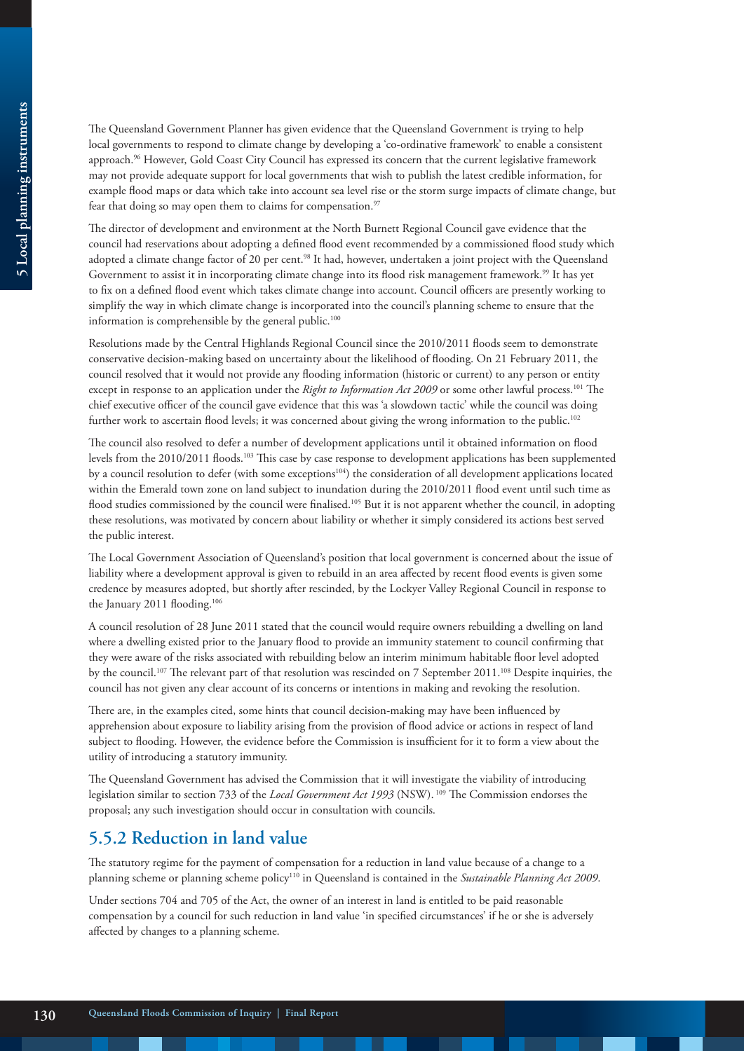The Queensland Government Planner has given evidence that the Queensland Government is trying to help local governments to respond to climate change by developing a 'co-ordinative framework' to enable a consistent approach.[96] However, Gold Coast City Council has expressed its concern that the current legislative framework may not provide adequate support for local governments that wish to publish the latest credible information, for example flood maps or data which take into account sea level rise or the storm surge impacts of climate change, but fear that doing so may open them to claims for compensation.[97]

The director of development and environment at the North Burnett Regional Council gave evidence that the council had reservations about adopting a defined flood event recommended by a commissioned flood study which adopted a climate change factor of 20 per cent.[98] It had, however, undertaken a joint project with the Queensland Government to assist it in incorporating climate change into its flood risk management framework.[99] It has yet to fix on a defined flood event which takes climate change into account. Council officers are presently working to simplify the way in which climate change is incorporated into the council's planning scheme to ensure that the information is comprehensible by the general public.[100]

Resolutions made by the Central Highlands Regional Council since the 2010/2011 floods seem to demonstrate conservative decision-making based on uncertainty about the likelihood of flooding. On 21 February 2011, the council resolved that it would not provide any flooding information (historic or current) to any person or entity except in response to an application under the *Right to Information Act 2009* or some other lawful process.[101] The chief executive officer of the council gave evidence that this was 'a slowdown tactic' while the council was doing further work to ascertain flood levels; it was concerned about giving the wrong information to the public.[102]

The council also resolved to defer a number of development applications until it obtained information on flood levels from the 2010/2011 floods.[103] This case by case response to development applications has been supplemented by a council resolution to defer (with some exceptions[104]) the consideration of all development applications located within the Emerald town zone on land subject to inundation during the 2010/2011 flood event until such time as flood studies commissioned by the council were finalised.[105] But it is not apparent whether the council, in adopting these resolutions, was motivated by concern about liability or whether it simply considered its actions best served the public interest.

The Local Government Association of Queensland's position that local government is concerned about the issue of liability where a development approval is given to rebuild in an area affected by recent flood events is given some credence by measures adopted, but shortly after rescinded, by the Lockyer Valley Regional Council in response to the January 2011 flooding.[106]

A council resolution of 28 June 2011 stated that the council would require owners rebuilding a dwelling on land where a dwelling existed prior to the January flood to provide an immunity statement to council confirming that they were aware of the risks associated with rebuilding below an interim minimum habitable floor level adopted by the council.[107] The relevant part of that resolution was rescinded on 7 September 2011.[108] Despite inquiries, the council has not given any clear account of its concerns or intentions in making and revoking the resolution.

There are, in the examples cited, some hints that council decision-making may have been influenced by apprehension about exposure to liability arising from the provision of flood advice or actions in respect of land subject to flooding. However, the evidence before the Commission is insufficient for it to form a view about the utility of introducing a statutory immunity.

The Queensland Government has advised the Commission that it will investigate the viability of introducing legislation similar to section 733 of the *Local Government Act 1993* (NSW).[109] The Commission endorses the proposal; any such investigation should occur in consultation with councils.

## 5.5.2 Reduction in land value

The statutory regime for the payment of compensation for a reduction in land value because of a change to a planning scheme or planning scheme policy[110] in Queensland is contained in the *Sustainable Planning Act 2009*.

Under sections 704 and 705 of the Act, the owner of an interest in land is entitled to be paid reasonable compensation by a council for such reduction in land value 'in specified circumstances' if he or she is adversely affected by changes to a planning scheme.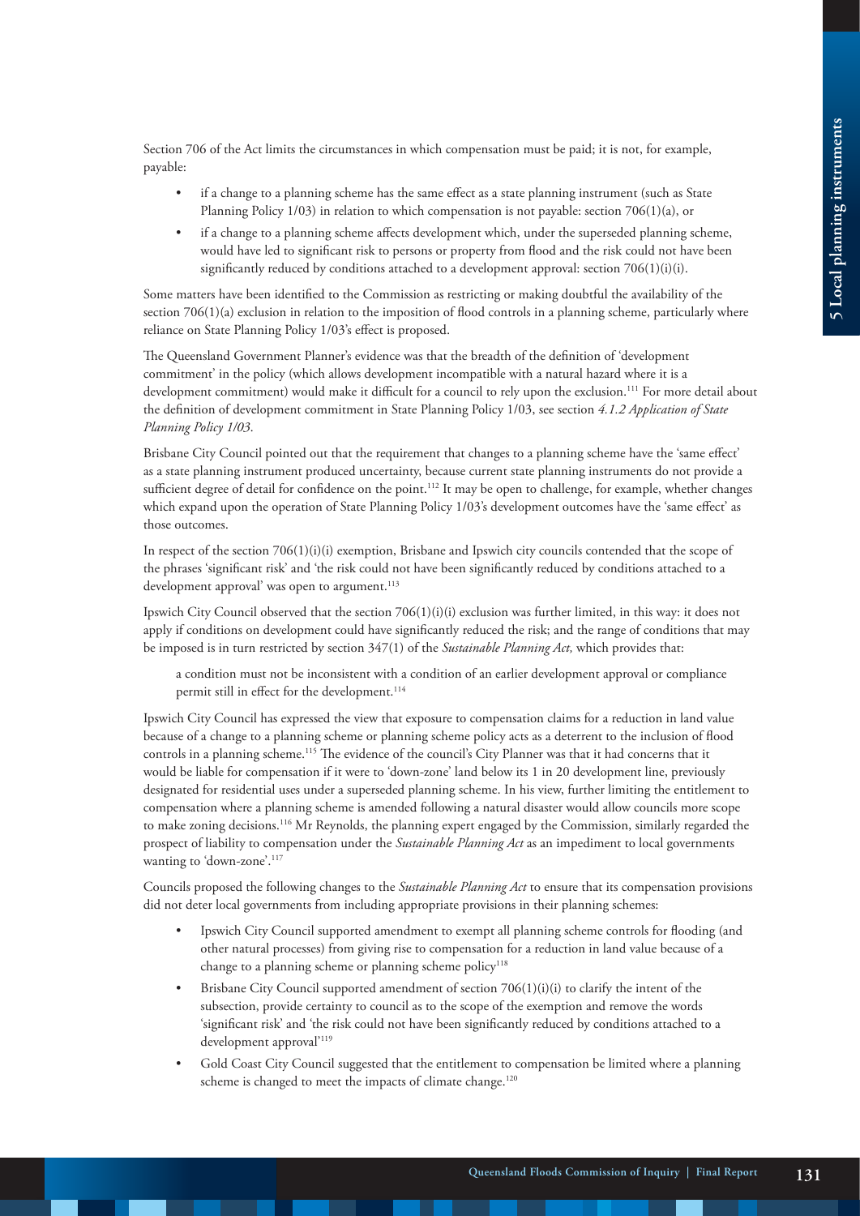Section 706 of the Act limits the circumstances in which compensation must be paid; it is not, for example, payable:

- if a change to a planning scheme has the same effect as a state planning instrument (such as State Planning Policy 1/03) in relation to which compensation is not payable: section 706(1)(a), or
- if a change to a planning scheme affects development which, under the superseded planning scheme, would have led to significant risk to persons or property from flood and the risk could not have been significantly reduced by conditions attached to a development approval: section 706(1)(i)(i).

Some matters have been identified to the Commission as restricting or making doubtful the availability of the section 706(1)(a) exclusion in relation to the imposition of flood controls in a planning scheme, particularly where reliance on State Planning Policy 1/03's effect is proposed.

The Queensland Government Planner's evidence was that the breadth of the definition of 'development commitment' in the policy (which allows development incompatible with a natural hazard where it is a development commitment) would make it difficult for a council to rely upon the exclusion.[111] For more detail about the definition of development commitment in State Planning Policy 1/03, see section *4.1.2 Application of State Planning Policy 1/03*.

Brisbane City Council pointed out that the requirement that changes to a planning scheme have the 'same effect' as a state planning instrument produced uncertainty, because current state planning instruments do not provide a sufficient degree of detail for confidence on the point.[112] It may be open to challenge, for example, whether changes which expand upon the operation of State Planning Policy 1/03's development outcomes have the 'same effect' as those outcomes.

In respect of the section 706(1)(i)(i) exemption, Brisbane and Ipswich city councils contended that the scope of the phrases 'significant risk' and 'the risk could not have been significantly reduced by conditions attached to a development approval' was open to argument.[113]

Ipswich City Council observed that the section 706(1)(i)(i) exclusion was further limited, in this way: it does not apply if conditions on development could have significantly reduced the risk; and the range of conditions that may be imposed is in turn restricted by section 347(1) of the *Sustainable Planning Act,* which provides that:

> a condition must not be inconsistent with a condition of an earlier development approval or compliance permit still in effect for the development.[114]

Ipswich City Council has expressed the view that exposure to compensation claims for a reduction in land value because of a change to a planning scheme or planning scheme policy acts as a deterrent to the inclusion of flood controls in a planning scheme.[115] The evidence of the council's City Planner was that it had concerns that it would be liable for compensation if it were to 'down-zone' land below its 1 in 20 development line, previously designated for residential uses under a superseded planning scheme. In his view, further limiting the entitlement to compensation where a planning scheme is amended following a natural disaster would allow councils more scope to make zoning decisions.[116] Mr Reynolds, the planning expert engaged by the Commission, similarly regarded the prospect of liability to compensation under the *Sustainable Planning Act* as an impediment to local governments wanting to 'down-zone'.[117]

Councils proposed the following changes to the *Sustainable Planning Act* to ensure that its compensation provisions did not deter local governments from including appropriate provisions in their planning schemes:

- Ipswich City Council supported amendment to exempt all planning scheme controls for flooding (and other natural processes) from giving rise to compensation for a reduction in land value because of a change to a planning scheme or planning scheme policy[118]
- Brisbane City Council supported amendment of section 706(1)(i)(i) to clarify the intent of the subsection, provide certainty to council as to the scope of the exemption and remove the words 'significant risk' and 'the risk could not have been significantly reduced by conditions attached to a development approval'[119]
- Gold Coast City Council suggested that the entitlement to compensation be limited where a planning scheme is changed to meet the impacts of climate change.[120]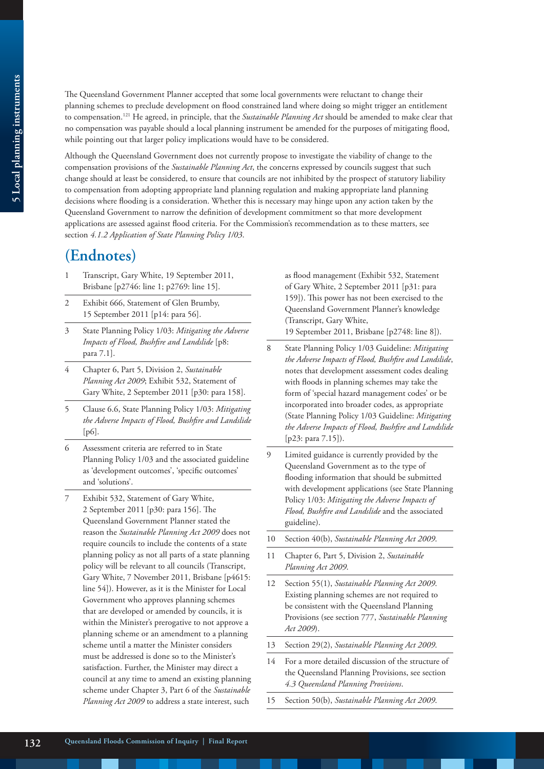The Queensland Government Planner accepted that some local governments were reluctant to change their planning schemes to preclude development on flood constrained land where doing so might trigger an entitlement to compensation.[121] He agreed, in principle, that the *Sustainable Planning Act* should be amended to make clear that no compensation was payable should a local planning instrument be amended for the purposes of mitigating flood, while pointing out that larger policy implications would have to be considered.

Although the Queensland Government does not currently propose to investigate the viability of change to the compensation provisions of the *Sustainable Planning Act*, the concerns expressed by councils suggest that such change should at least be considered, to ensure that councils are not inhibited by the prospect of statutory liability to compensation from adopting appropriate land planning regulation and making appropriate land planning decisions where flooding is a consideration. Whether this is necessary may hinge upon any action taken by the Queensland Government to narrow the definition of development commitment so that more development applications are assessed against flood criteria. For the Commission's recommendation as to these matters, see section *4.1.2 Application of State Planning Policy 1/03*.

## (Endnotes)

1. Transcript, Gary White, 19 September 2011, Brisbane [p2746: line 1; p2769: line 15].
2. Exhibit 666, Statement of Glen Brumby, 15 September 2011 [p14: para 56].
3. State Planning Policy 1/03: *Mitigating the Adverse Impacts of Flood, Bushfire and Landslide* [p8: para 7.1].
4. Chapter 6, Part 5, Division 2, *Sustainable Planning Act 2009*; Exhibit 532, Statement of Gary White, 2 September 2011 [p30: para 158].
5. Clause 6.6, State Planning Policy 1/03: *Mitigating the Adverse Impacts of Flood, Bushfire and Landslide* [p6].
6. Assessment criteria are referred to in State Planning Policy 1/03 and the associated guideline as 'development outcomes', 'specific outcomes' and 'solutions'.
7. Exhibit 532, Statement of Gary White, 2 September 2011 [p30: para 156]. The Queensland Government Planner stated the reason the *Sustainable Planning Act 2009* does not require councils to include the contents of a state planning policy as not all parts of a state planning policy will be relevant to all councils (Transcript, Gary White, 7 November 2011, Brisbane [p4615: line 54]). However, as it is the Minister for Local Government who approves planning schemes that are developed or amended by councils, it is within the Minister's prerogative to not approve a planning scheme or an amendment to a planning scheme until a matter the Minister considers must be addressed is done so to the Minister's satisfaction. Further, the Minister may direct a council at any time to amend an existing planning scheme under Chapter 3, Part 6 of the *Sustainable Planning Act 2009* to address a state interest, such as flood management (Exhibit 532, Statement of Gary White, 2 September 2011 [p31: para 159]). This power has not been exercised to the Queensland Government Planner's knowledge (Transcript, Gary White, 19 September 2011, Brisbane [p2748: line 8]).
8. State Planning Policy 1/03 Guideline: *Mitigating the Adverse Impacts of Flood, Bushfire and Landslide*, notes that development assessment codes dealing with floods in planning schemes may take the form of 'special hazard management codes' or be incorporated into broader codes, as appropriate (State Planning Policy 1/03 Guideline: *Mitigating the Adverse Impacts of Flood, Bushfire and Landslide* [p23: para 7.15]).
9. Limited guidance is currently provided by the Queensland Government as to the type of flooding information that should be submitted with development applications (see State Planning Policy 1/03: *Mitigating the Adverse Impacts of Flood, Bushfire and Landslide* and the associated guideline).
10. Section 40(b), *Sustainable Planning Act 2009*.
11. Chapter 6, Part 5, Division 2, *Sustainable Planning Act 2009*.
12. Section 55(1), *Sustainable Planning Act 2009*. Existing planning schemes are not required to be consistent with the Queensland Planning Provisions (see section 777, *Sustainable Planning Act 2009*).
13. Section 29(2), *Sustainable Planning Act 2009*.
14. For a more detailed discussion of the structure of the Queensland Planning Provisions, see section *4.3 Queensland Planning Provisions*.
15. Section 50(b), *Sustainable Planning Act 2009*.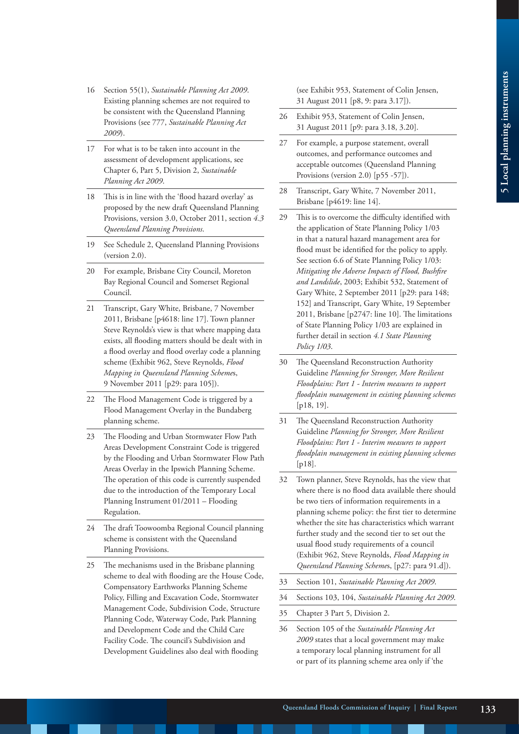16 Section 55(1), *Sustainable Planning Act 2009*. Existing planning schemes are not required to be consistent with the Queensland Planning Provisions (see 777, *Sustainable Planning Act 2009*).

17 For what is to be taken into account in the assessment of development applications, see Chapter 6, Part 5, Division 2, *Sustainable Planning Act 2009*.

18 This is in line with the 'flood hazard overlay' as proposed by the new draft Queensland Planning Provisions, version 3.0, October 2011, section *4.3 Queensland Planning Provisions*.

19 See Schedule 2, Queensland Planning Provisions (version 2.0).

20 For example, Brisbane City Council, Moreton Bay Regional Council and Somerset Regional Council.

21 Transcript, Gary White, Brisbane, 7 November 2011, Brisbane [p4618: line 17]. Town planner Steve Reynolds's view is that where mapping data exists, all flooding matters should be dealt with in a flood overlay and flood overlay code a planning scheme (Exhibit 962, Steve Reynolds, *Flood Mapping in Queensland Planning Schemes*, 9 November 2011 [p29: para 105]).

22 The Flood Management Code is triggered by a Flood Management Overlay in the Bundaberg planning scheme.

23 The Flooding and Urban Stormwater Flow Path Areas Development Constraint Code is triggered by the Flooding and Urban Stormwater Flow Path Areas Overlay in the Ipswich Planning Scheme. The operation of this code is currently suspended due to the introduction of the Temporary Local Planning Instrument 01/2011 – Flooding Regulation.

24 The draft Toowoomba Regional Council planning scheme is consistent with the Queensland Planning Provisions.

25 The mechanisms used in the Brisbane planning scheme to deal with flooding are the House Code, Compensatory Earthworks Planning Scheme Policy, Filling and Excavation Code, Stormwater Management Code, Subdivision Code, Structure Planning Code, Waterway Code, Park Planning and Development Code and the Child Care Facility Code. The council's Subdivision and Development Guidelines also deal with flooding (see Exhibit 953, Statement of Colin Jensen, 31 August 2011 [p8, 9: para 3.17]).

26 Exhibit 953, Statement of Colin Jensen, 31 August 2011 [p9: para 3.18, 3.20].

27 For example, a purpose statement, overall outcomes, and performance outcomes and acceptable outcomes (Queensland Planning Provisions (version 2.0) [p55 -57]).

28 Transcript, Gary White, 7 November 2011, Brisbane [p4619: line 14].

29 This is to overcome the difficulty identified with the application of State Planning Policy 1/03 in that a natural hazard management area for flood must be identified for the policy to apply. See section 6.6 of State Planning Policy 1/03: *Mitigating the Adverse Impacts of Flood, Bushfire and Landslide*, 2003; Exhibit 532, Statement of Gary White, 2 September 2011 [p29: para 148; 152] and Transcript, Gary White, 19 September 2011, Brisbane [p2747: line 10]. The limitations of State Planning Policy 1/03 are explained in further detail in section *4.1 State Planning Policy 1/03*.

30 The Queensland Reconstruction Authority Guideline *Planning for Stronger, More Resilient Floodplains: Part 1 - Interim measures to support floodplain management in existing planning schemes* [p18, 19].

31 The Queensland Reconstruction Authority Guideline *Planning for Stronger, More Resilient Floodplains: Part 1 - Interim measures to support floodplain management in existing planning schemes* [p18].

32 Town planner, Steve Reynolds, has the view that where there is no flood data available there should be two tiers of information requirements in a planning scheme policy: the first tier to determine whether the site has characteristics which warrant further study and the second tier to set out the usual flood study requirements of a council (Exhibit 962, Steve Reynolds, *Flood Mapping in Queensland Planning Schemes*, [p27: para 91.d]).

33 Section 101, *Sustainable Planning Act 2009*.

34 Sections 103, 104, *Sustainable Planning Act 2009*.

35 Chapter 3 Part 5, Division 2.

36 Section 105 of the *Sustainable Planning Act 2009* states that a local government may make a temporary local planning instrument for all or part of its planning scheme area only if 'the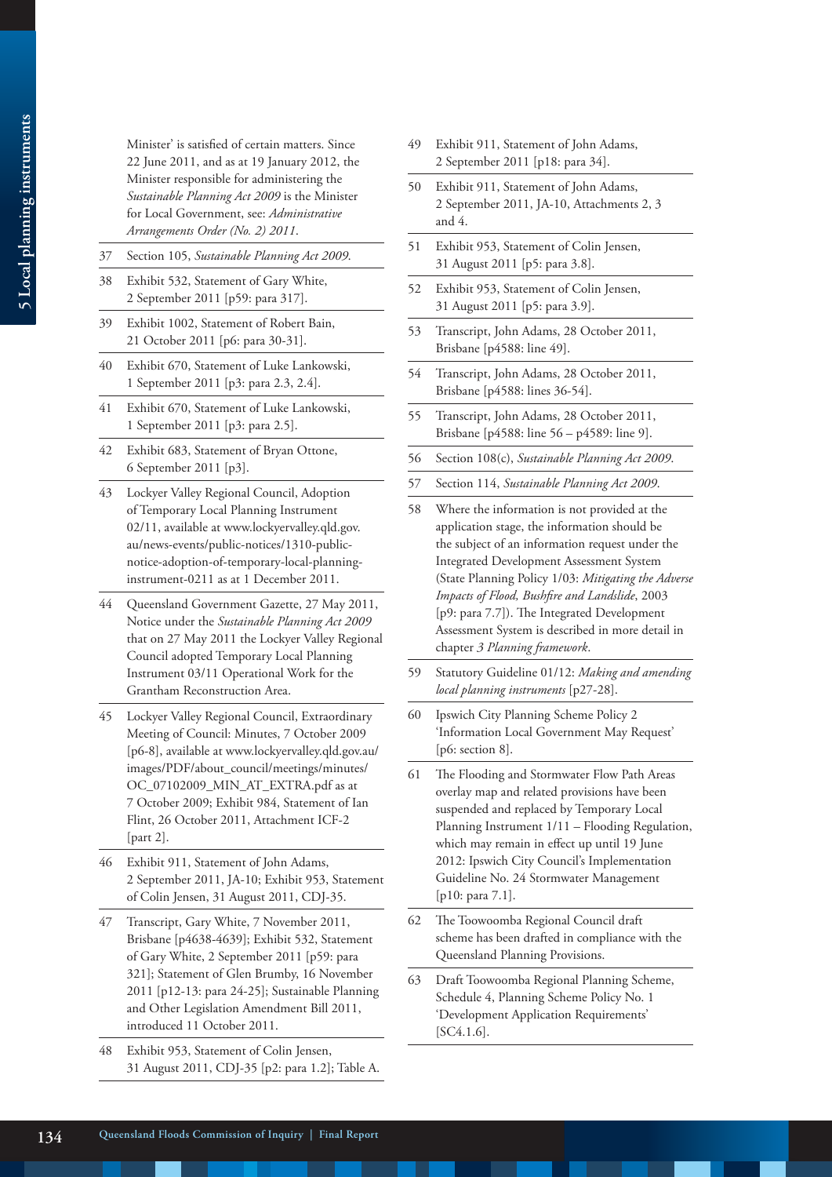Minister' is satisfied of certain matters. Since 22 June 2011, and as at 19 January 2012, the Minister responsible for administering the *Sustainable Planning Act 2009* is the Minister for Local Government, see: *Administrative Arrangements Order (No. 2) 2011*.

37 Section 105, *Sustainable Planning Act 2009*.

38 Exhibit 532, Statement of Gary White, 2 September 2011 [p59: para 317].

39 Exhibit 1002, Statement of Robert Bain, 21 October 2011 [p6: para 30-31].

40 Exhibit 670, Statement of Luke Lankowski, 1 September 2011 [p3: para 2.3, 2.4].

41 Exhibit 670, Statement of Luke Lankowski, 1 September 2011 [p3: para 2.5].

42 Exhibit 683, Statement of Bryan Ottone, 6 September 2011 [p3].

43 Lockyer Valley Regional Council, Adoption of Temporary Local Planning Instrument 02/11, available at www.lockyervalley.qld.gov.au/news-events/public-notices/1310-public-notice-adoption-of-temporary-local-planning-instrument-0211 as at 1 December 2011.

44 Queensland Government Gazette, 27 May 2011, Notice under the *Sustainable Planning Act 2009* that on 27 May 2011 the Lockyer Valley Regional Council adopted Temporary Local Planning Instrument 03/11 Operational Work for the Grantham Reconstruction Area.

45 Lockyer Valley Regional Council, Extraordinary Meeting of Council: Minutes, 7 October 2009 [p6-8], available at www.lockyervalley.qld.gov.au/images/PDF/about_council/meetings/minutes/OC_07102009_MIN_AT_EXTRA.pdf as at 7 October 2009; Exhibit 984, Statement of Ian Flint, 26 October 2011, Attachment ICF-2 [part 2].

46 Exhibit 911, Statement of John Adams, 2 September 2011, JA-10; Exhibit 953, Statement of Colin Jensen, 31 August 2011, CDJ-35.

47 Transcript, Gary White, 7 November 2011, Brisbane [p4638-4639]; Exhibit 532, Statement of Gary White, 2 September 2011 [p59: para 321]; Statement of Glen Brumby, 16 November 2011 [p12-13: para 24-25]; Sustainable Planning and Other Legislation Amendment Bill 2011, introduced 11 October 2011.

48 Exhibit 953, Statement of Colin Jensen, 31 August 2011, CDJ-35 [p2: para 1.2]; Table A.

49 Exhibit 911, Statement of John Adams, 2 September 2011 [p18: para 34].

50 Exhibit 911, Statement of John Adams, 2 September 2011, JA-10, Attachments 2, 3 and 4.

51 Exhibit 953, Statement of Colin Jensen, 31 August 2011 [p5: para 3.8].

52 Exhibit 953, Statement of Colin Jensen, 31 August 2011 [p5: para 3.9].

53 Transcript, John Adams, 28 October 2011, Brisbane [p4588: line 49].

54 Transcript, John Adams, 28 October 2011, Brisbane [p4588: lines 36-54].

55 Transcript, John Adams, 28 October 2011, Brisbane [p4588: line 56 – p4589: line 9].

56 Section 108(c), *Sustainable Planning Act 2009*.

57 Section 114, *Sustainable Planning Act 2009*.

58 Where the information is not provided at the application stage, the information should be the subject of an information request under the Integrated Development Assessment System (State Planning Policy 1/03: *Mitigating the Adverse Impacts of Flood, Bushfire and Landslide*, 2003 [p9: para 7.7]). The Integrated Development Assessment System is described in more detail in chapter *3 Planning framework*.

59 Statutory Guideline 01/12: *Making and amending local planning instruments* [p27-28].

60 Ipswich City Planning Scheme Policy 2 'Information Local Government May Request' [p6: section 8].

61 The Flooding and Stormwater Flow Path Areas overlay map and related provisions have been suspended and replaced by Temporary Local Planning Instrument 1/11 – Flooding Regulation, which may remain in effect up until 19 June 2012: Ipswich City Council's Implementation Guideline No. 24 Stormwater Management [p10: para 7.1].

62 The Toowoomba Regional Council draft scheme has been drafted in compliance with the Queensland Planning Provisions.

63 Draft Toowoomba Regional Planning Scheme, Schedule 4, Planning Scheme Policy No. 1 'Development Application Requirements' [SC4.1.6].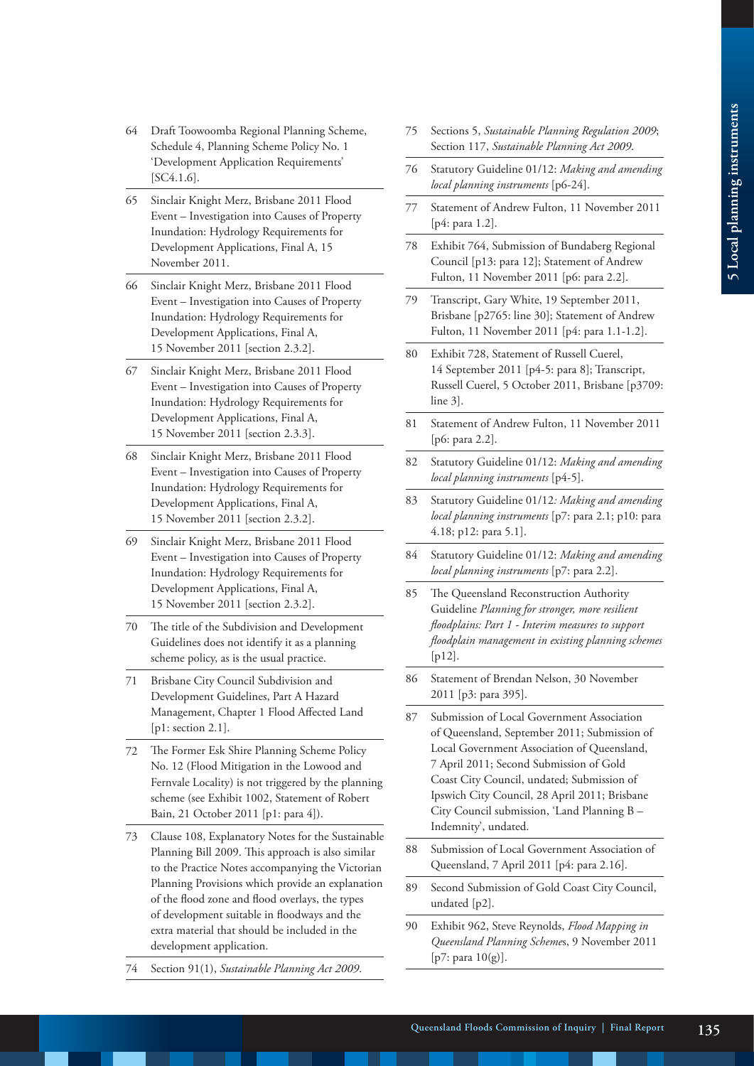64 Draft Toowoomba Regional Planning Scheme, Schedule 4, Planning Scheme Policy No. 1 'Development Application Requirements' [SC4.1.6].

65 Sinclair Knight Merz, Brisbane 2011 Flood Event – Investigation into Causes of Property Inundation: Hydrology Requirements for Development Applications, Final A, 15 November 2011.

66 Sinclair Knight Merz, Brisbane 2011 Flood Event – Investigation into Causes of Property Inundation: Hydrology Requirements for Development Applications, Final A, 15 November 2011 [section 2.3.2].

67 Sinclair Knight Merz, Brisbane 2011 Flood Event – Investigation into Causes of Property Inundation: Hydrology Requirements for Development Applications, Final A, 15 November 2011 [section 2.3.3].

68 Sinclair Knight Merz, Brisbane 2011 Flood Event – Investigation into Causes of Property Inundation: Hydrology Requirements for Development Applications, Final A, 15 November 2011 [section 2.3.2].

69 Sinclair Knight Merz, Brisbane 2011 Flood Event – Investigation into Causes of Property Inundation: Hydrology Requirements for Development Applications, Final A, 15 November 2011 [section 2.3.2].

70 The title of the Subdivision and Development Guidelines does not identify it as a planning scheme policy, as is the usual practice.

71 Brisbane City Council Subdivision and Development Guidelines, Part A Hazard Management, Chapter 1 Flood Affected Land [p1: section 2.1].

72 The Former Esk Shire Planning Scheme Policy No. 12 (Flood Mitigation in the Lowood and Fernvale Locality) is not triggered by the planning scheme (see Exhibit 1002, Statement of Robert Bain, 21 October 2011 [p1: para 4]).

73 Clause 108, Explanatory Notes for the Sustainable Planning Bill 2009. This approach is also similar to the Practice Notes accompanying the Victorian Planning Provisions which provide an explanation of the flood zone and flood overlays, the types of development suitable in floodways and the extra material that should be included in the development application.

74 Section 91(1), *Sustainable Planning Act 2009*.

75 Sections 5, *Sustainable Planning Regulation 2009*; Section 117, *Sustainable Planning Act 2009*.

76 Statutory Guideline 01/12: *Making and amending local planning instruments* [p6-24].

77 Statement of Andrew Fulton, 11 November 2011 [p4: para 1.2].

78 Exhibit 764, Submission of Bundaberg Regional Council [p13: para 12]; Statement of Andrew Fulton, 11 November 2011 [p6: para 2.2].

79 Transcript, Gary White, 19 September 2011, Brisbane [p2765: line 30]; Statement of Andrew Fulton, 11 November 2011 [p4: para 1.1-1.2].

80 Exhibit 728, Statement of Russell Cuerel, 14 September 2011 [p4-5: para 8]; Transcript, Russell Cuerel, 5 October 2011, Brisbane [p3709: line 3].

81 Statement of Andrew Fulton, 11 November 2011 [p6: para 2.2].

82 Statutory Guideline 01/12: *Making and amending local planning instruments* [p4-5].

83 Statutory Guideline 01/12*: Making and amending local planning instruments* [p7: para 2.1; p10: para 4.18; p12: para 5.1].

84 Statutory Guideline 01/12: *Making and amending local planning instruments* [p7: para 2.2].

85 The Queensland Reconstruction Authority Guideline *Planning for stronger, more resilient floodplains: Part 1 - Interim measures to support floodplain management in existing planning schemes* [p12].

86 Statement of Brendan Nelson, 30 November 2011 [p3: para 395].

87 Submission of Local Government Association of Queensland, September 2011; Submission of Local Government Association of Queensland, 7 April 2011; Second Submission of Gold Coast City Council, undated; Submission of Ipswich City Council, 28 April 2011; Brisbane City Council submission, 'Land Planning B – Indemnity', undated.

88 Submission of Local Government Association of Queensland, 7 April 2011 [p4: para 2.16].

89 Second Submission of Gold Coast City Council, undated [p2].

90 Exhibit 962, Steve Reynolds, *Flood Mapping in Queensland Planning Schemes*, 9 November 2011 [p7: para 10(g)].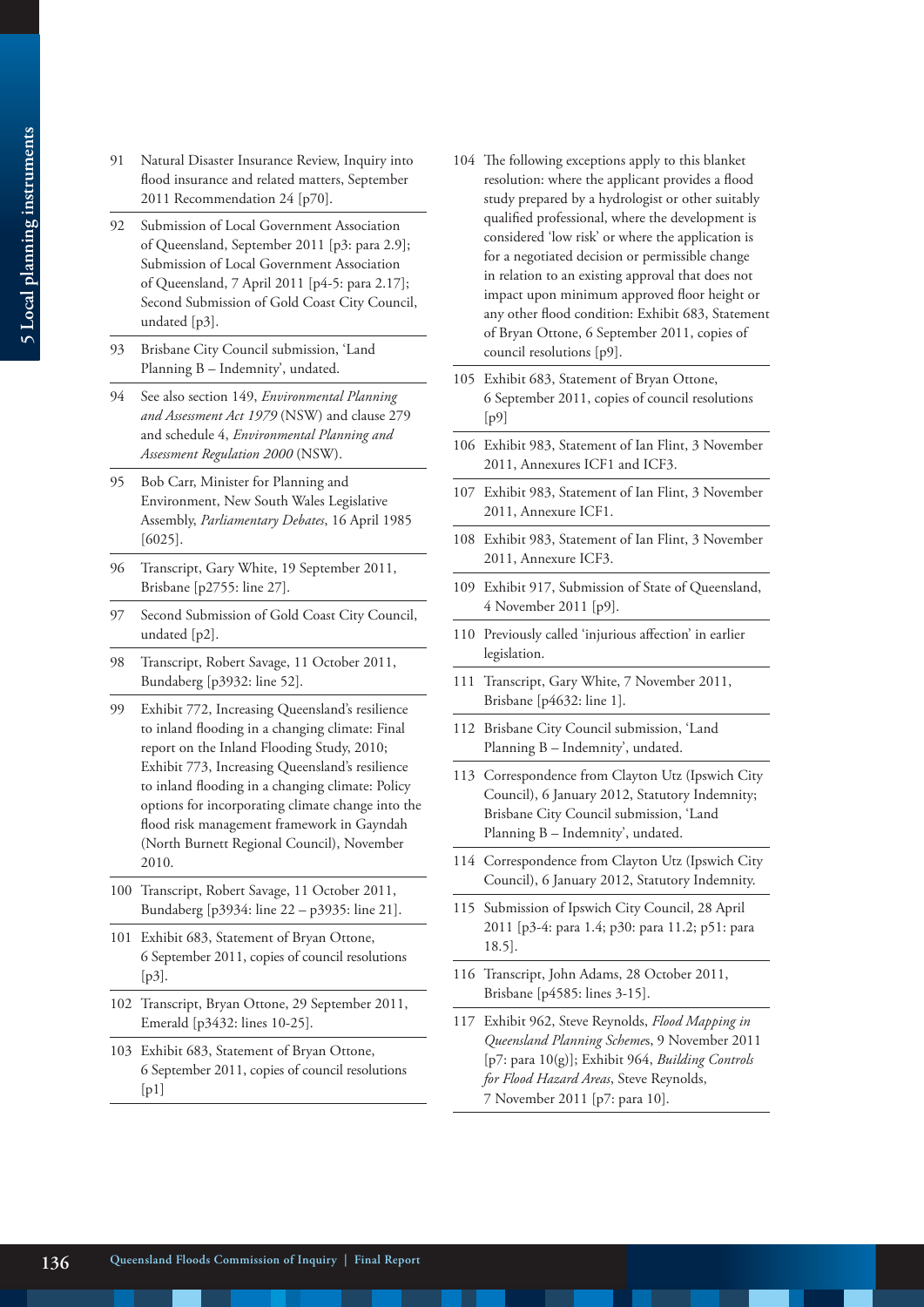91 Natural Disaster Insurance Review, Inquiry into flood insurance and related matters, September 2011 Recommendation 24 [p70].

92 Submission of Local Government Association of Queensland, September 2011 [p3: para 2.9]; Submission of Local Government Association of Queensland, 7 April 2011 [p4-5: para 2.17]; Second Submission of Gold Coast City Council, undated [p3].

93 Brisbane City Council submission, 'Land Planning B – Indemnity', undated.

94 See also section 149, *Environmental Planning and Assessment Act 1979* (NSW) and clause 279 and schedule 4, *Environmental Planning and Assessment Regulation 2000* (NSW).

95 Bob Carr, Minister for Planning and Environment, New South Wales Legislative Assembly, *Parliamentary Debates*, 16 April 1985 [6025].

96 Transcript, Gary White, 19 September 2011, Brisbane [p2755: line 27].

97 Second Submission of Gold Coast City Council, undated [p2].

98 Transcript, Robert Savage, 11 October 2011, Bundaberg [p3932: line 52].

99 Exhibit 772, Increasing Queensland's resilience to inland flooding in a changing climate: Final report on the Inland Flooding Study, 2010; Exhibit 773, Increasing Queensland's resilience to inland flooding in a changing climate: Policy options for incorporating climate change into the flood risk management framework in Gayndah (North Burnett Regional Council), November 2010.

100 Transcript, Robert Savage, 11 October 2011, Bundaberg [p3934: line 22 – p3935: line 21].

101 Exhibit 683, Statement of Bryan Ottone, 6 September 2011, copies of council resolutions [p3].

102 Transcript, Bryan Ottone, 29 September 2011, Emerald [p3432: lines 10-25].

103 Exhibit 683, Statement of Bryan Ottone, 6 September 2011, copies of council resolutions [p1]

104 The following exceptions apply to this blanket resolution: where the applicant provides a flood study prepared by a hydrologist or other suitably qualified professional, where the development is considered 'low risk' or where the application is for a negotiated decision or permissible change in relation to an existing approval that does not impact upon minimum approved floor height or any other flood condition: Exhibit 683, Statement of Bryan Ottone, 6 September 2011, copies of council resolutions [p9].

105 Exhibit 683, Statement of Bryan Ottone, 6 September 2011, copies of council resolutions [p9]

106 Exhibit 983, Statement of Ian Flint, 3 November 2011, Annexures ICF1 and ICF3.

107 Exhibit 983, Statement of Ian Flint, 3 November 2011, Annexure ICF1.

108 Exhibit 983, Statement of Ian Flint, 3 November 2011, Annexure ICF3.

109 Exhibit 917, Submission of State of Queensland, 4 November 2011 [p9].

110 Previously called 'injurious affection' in earlier legislation.

111 Transcript, Gary White, 7 November 2011, Brisbane [p4632: line 1].

112 Brisbane City Council submission, 'Land Planning B – Indemnity', undated.

113 Correspondence from Clayton Utz (Ipswich City Council), 6 January 2012, Statutory Indemnity; Brisbane City Council submission, 'Land Planning B – Indemnity', undated.

114 Correspondence from Clayton Utz (Ipswich City Council), 6 January 2012, Statutory Indemnity.

115 Submission of Ipswich City Council, 28 April 2011 [p3-4: para 1.4; p30: para 11.2; p51: para 18.5].

116 Transcript, John Adams, 28 October 2011, Brisbane [p4585: lines 3-15].

117 Exhibit 962, Steve Reynolds, *Flood Mapping in Queensland Planning Schemes*, 9 November 2011 [p7: para 10(g)]; Exhibit 964, *Building Controls for Flood Hazard Areas*, Steve Reynolds, 7 November 2011 [p7: para 10].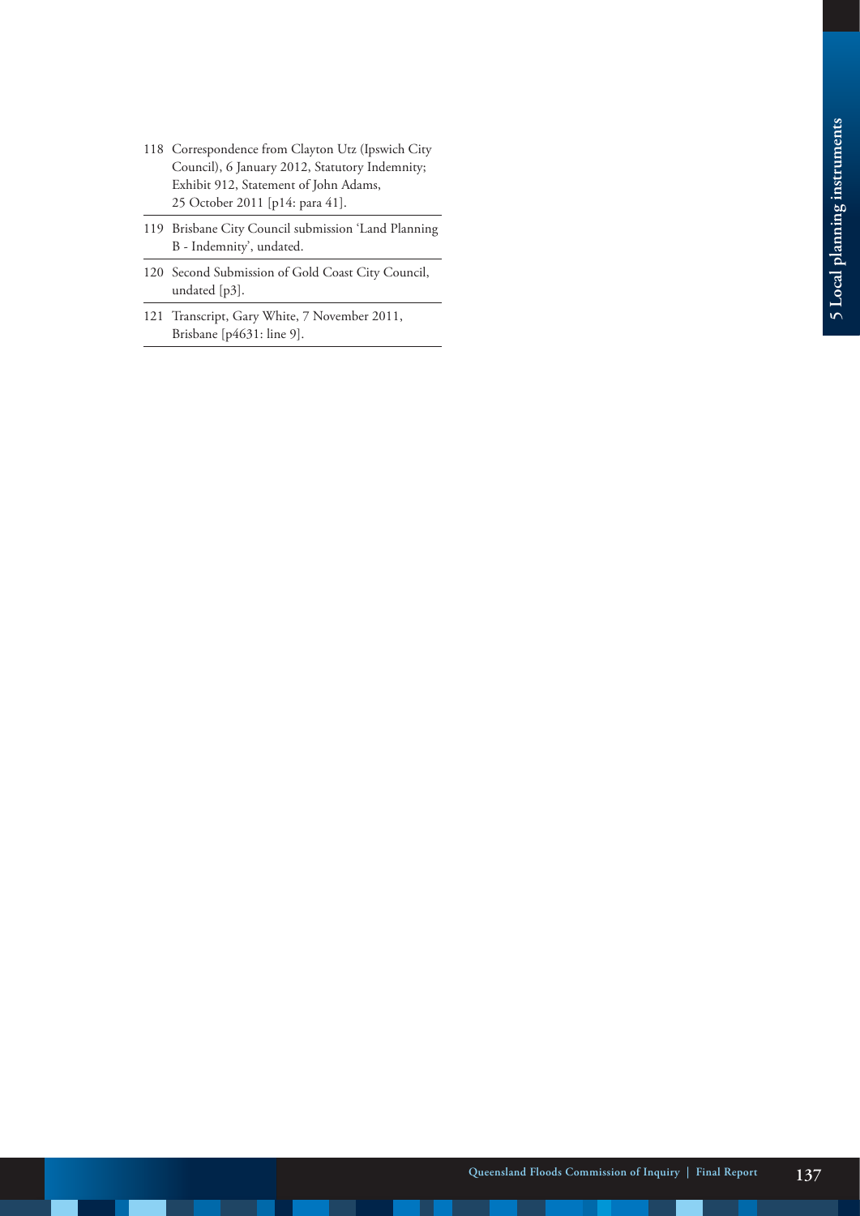118 Correspondence from Clayton Utz (Ipswich City Council), 6 January 2012, Statutory Indemnity; Exhibit 912, Statement of John Adams, 25 October 2011 [p14: para 41].

119 Brisbane City Council submission 'Land Planning B - Indemnity', undated.

120 Second Submission of Gold Coast City Council, undated [p3].

121 Transcript, Gary White, 7 November 2011, Brisbane [p4631: line 9].